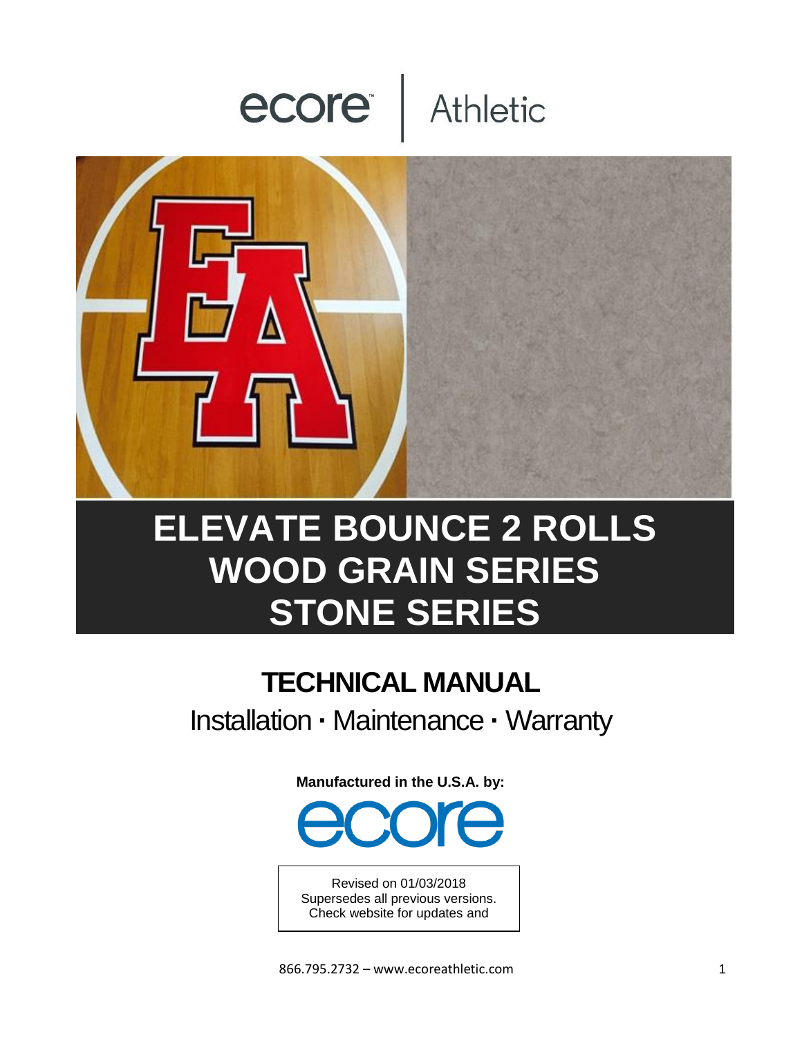ecore | Athletic

# ELEVATE BOUNCE 2 ROLLS
# WOOD GRAIN SERIES
# STONE SERIES

## TECHNICAL MANUAL

Installation · Maintenance · Warranty

**Manufactured in the U.S.A. by:**

ecore

Revised on 01/03/2018
Supersedes all previous versions.
Check website for updates and

866.795.2732 – www.ecoreathletic.com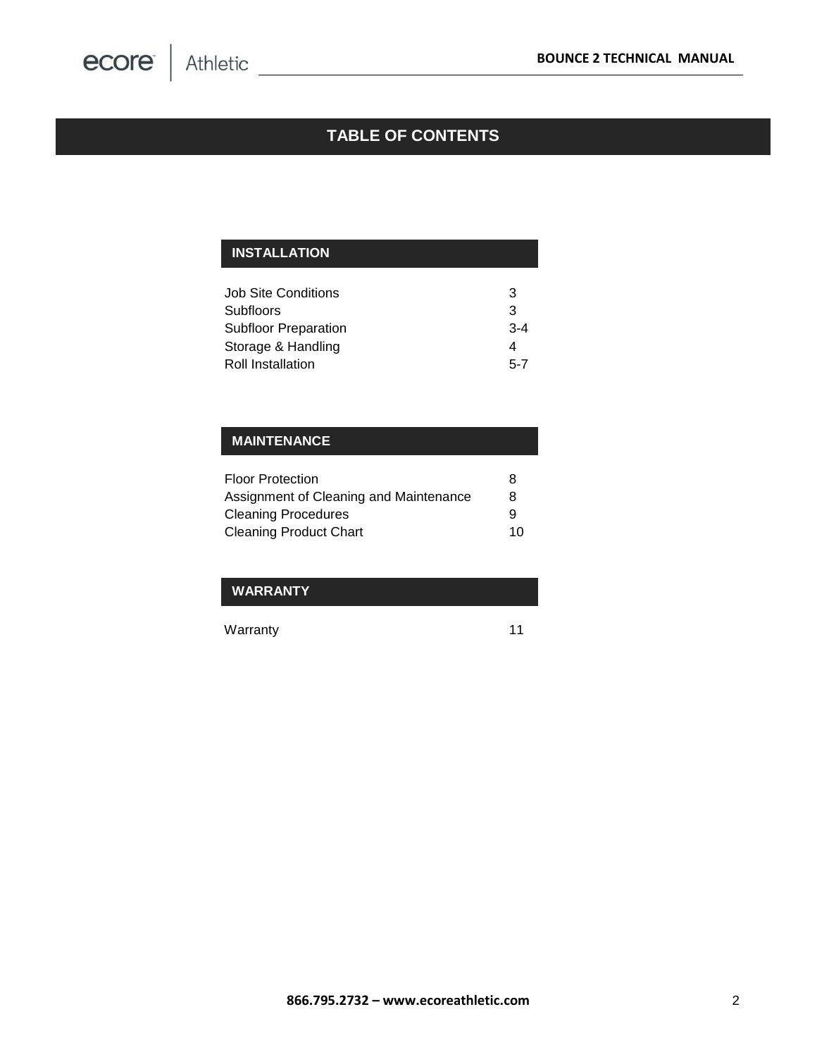# TABLE OF CONTENTS

## INSTALLATION

| | |
|---|---|
| Job Site Conditions | 3 |
| Subfloors | 3 |
| Subfloor Preparation | 3-4 |
| Storage & Handling | 4 |
| Roll Installation | 5-7 |

## MAINTENANCE

| | |
|---|---|
| Floor Protection | 8 |
| Assignment of Cleaning and Maintenance | 8 |
| Cleaning Procedures | 9 |
| Cleaning Product Chart | 10 |

## WARRANTY

| | |
|---|---|
| Warranty | 11 |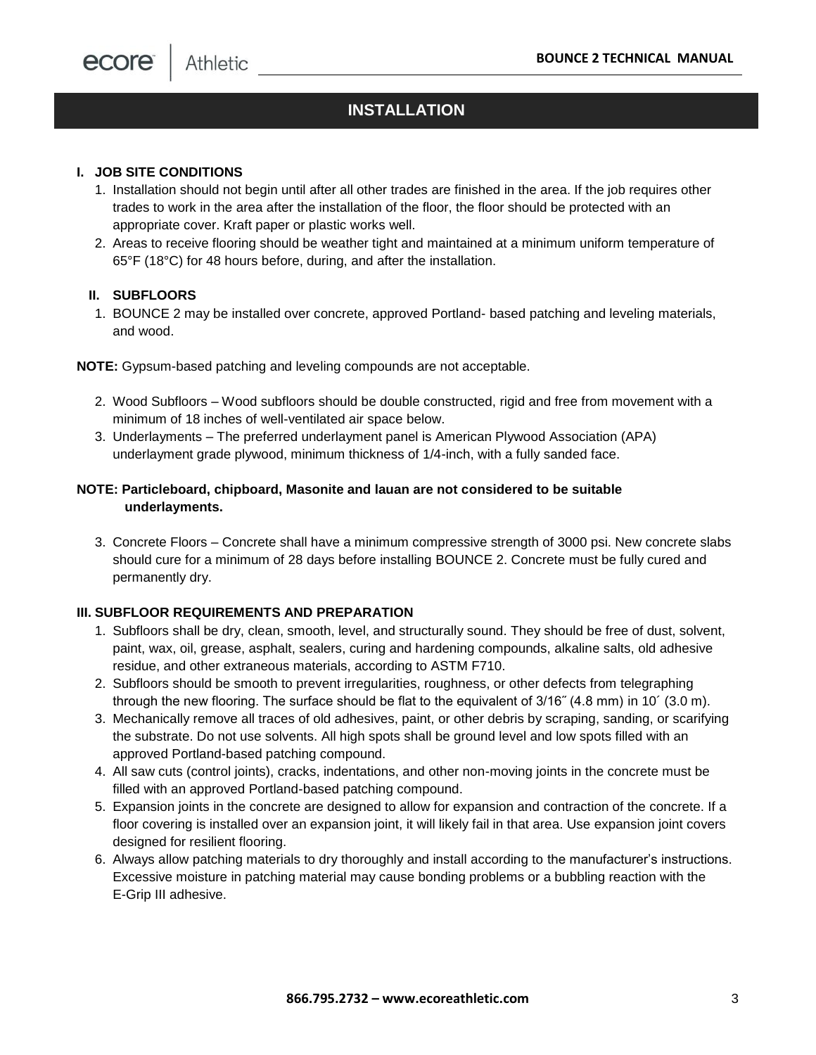## INSTALLATION

### I. JOB SITE CONDITIONS

1. Installation should not begin until after all other trades are finished in the area. If the job requires other trades to work in the area after the installation of the floor, the floor should be protected with an appropriate cover. Kraft paper or plastic works well.
2. Areas to receive flooring should be weather tight and maintained at a minimum uniform temperature of 65°F (18°C) for 48 hours before, during, and after the installation.

### II. SUBFLOORS

1. BOUNCE 2 may be installed over concrete, approved Portland- based patching and leveling materials, and wood.

**NOTE:** Gypsum-based patching and leveling compounds are not acceptable.

2. Wood Subfloors – Wood subfloors should be double constructed, rigid and free from movement with a minimum of 18 inches of well-ventilated air space below.
3. Underlayments – The preferred underlayment panel is American Plywood Association (APA) underlayment grade plywood, minimum thickness of 1/4-inch, with a fully sanded face.

**NOTE: Particleboard, chipboard, Masonite and lauan are not considered to be suitable underlayments.**

3. Concrete Floors – Concrete shall have a minimum compressive strength of 3000 psi. New concrete slabs should cure for a minimum of 28 days before installing BOUNCE 2. Concrete must be fully cured and permanently dry.

### III. SUBFLOOR REQUIREMENTS AND PREPARATION

1. Subfloors shall be dry, clean, smooth, level, and structurally sound. They should be free of dust, solvent, paint, wax, oil, grease, asphalt, sealers, curing and hardening compounds, alkaline salts, old adhesive residue, and other extraneous materials, according to ASTM F710.
2. Subfloors should be smooth to prevent irregularities, roughness, or other defects from telegraphing through the new flooring. The surface should be flat to the equivalent of 3/16˝ (4.8 mm) in 10´ (3.0 m).
3. Mechanically remove all traces of old adhesives, paint, or other debris by scraping, sanding, or scarifying the substrate. Do not use solvents. All high spots shall be ground level and low spots filled with an approved Portland-based patching compound.
4. All saw cuts (control joints), cracks, indentations, and other non-moving joints in the concrete must be filled with an approved Portland-based patching compound.
5. Expansion joints in the concrete are designed to allow for expansion and contraction of the concrete. If a floor covering is installed over an expansion joint, it will likely fail in that area. Use expansion joint covers designed for resilient flooring.
6. Always allow patching materials to dry thoroughly and install according to the manufacturer's instructions. Excessive moisture in patching material may cause bonding problems or a bubbling reaction with the E-Grip III adhesive.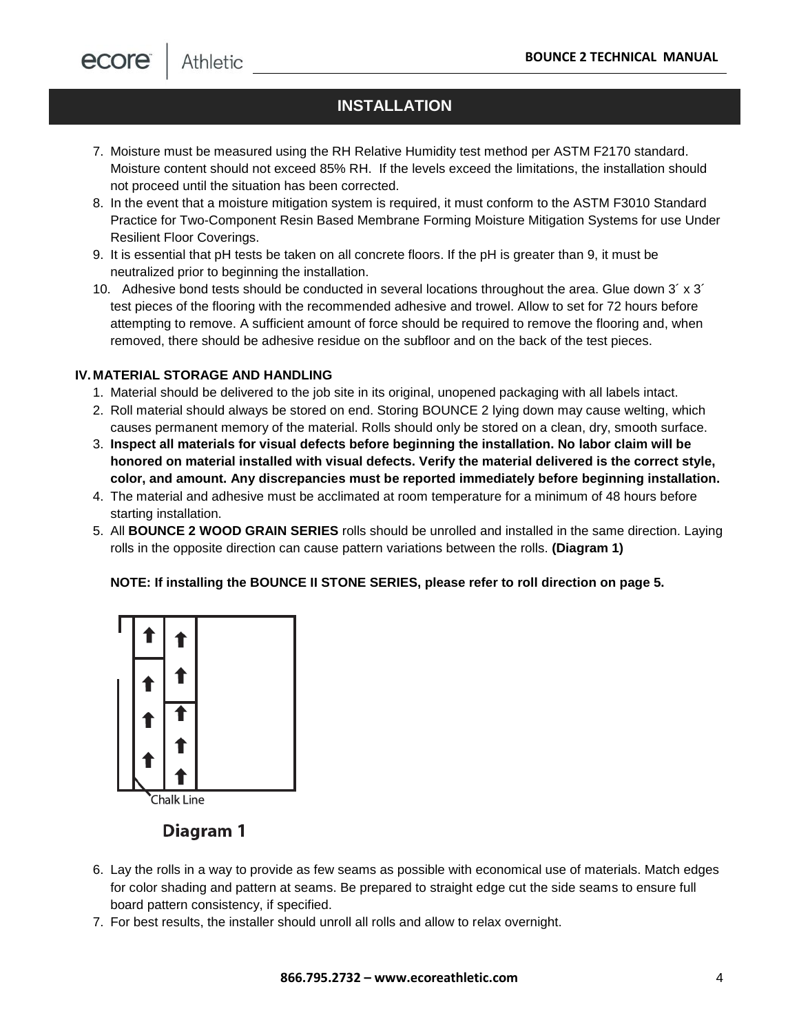## INSTALLATION

7. Moisture must be measured using the RH Relative Humidity test method per ASTM F2170 standard. Moisture content should not exceed 85% RH. If the levels exceed the limitations, the installation should not proceed until the situation has been corrected.
8. In the event that a moisture mitigation system is required, it must conform to the ASTM F3010 Standard Practice for Two-Component Resin Based Membrane Forming Moisture Mitigation Systems for use Under Resilient Floor Coverings.
9. It is essential that pH tests be taken on all concrete floors. If the pH is greater than 9, it must be neutralized prior to beginning the installation.
10. Adhesive bond tests should be conducted in several locations throughout the area. Glue down 3´ x 3´ test pieces of the flooring with the recommended adhesive and trowel. Allow to set for 72 hours before attempting to remove. A sufficient amount of force should be required to remove the flooring and, when removed, there should be adhesive residue on the subfloor and on the back of the test pieces.

### IV. MATERIAL STORAGE AND HANDLING

1. Material should be delivered to the job site in its original, unopened packaging with all labels intact.
2. Roll material should always be stored on end. Storing BOUNCE 2 lying down may cause welting, which causes permanent memory of the material. Rolls should only be stored on a clean, dry, smooth surface.
3. **Inspect all materials for visual defects before beginning the installation. No labor claim will be honored on material installed with visual defects. Verify the material delivered is the correct style, color, and amount. Any discrepancies must be reported immediately before beginning installation.**
4. The material and adhesive must be acclimated at room temperature for a minimum of 48 hours before starting installation.
5. All **BOUNCE 2 WOOD GRAIN SERIES** rolls should be unrolled and installed in the same direction. Laying rolls in the opposite direction can cause pattern variations between the rolls. **(Diagram 1)**

   **NOTE: If installing the BOUNCE II STONE SERIES, please refer to roll direction on page 5.**

Chalk Line

**Diagram 1**

6. Lay the rolls in a way to provide as few seams as possible with economical use of materials. Match edges for color shading and pattern at seams. Be prepared to straight edge cut the side seams to ensure full board pattern consistency, if specified.
7. For best results, the installer should unroll all rolls and allow to relax overnight.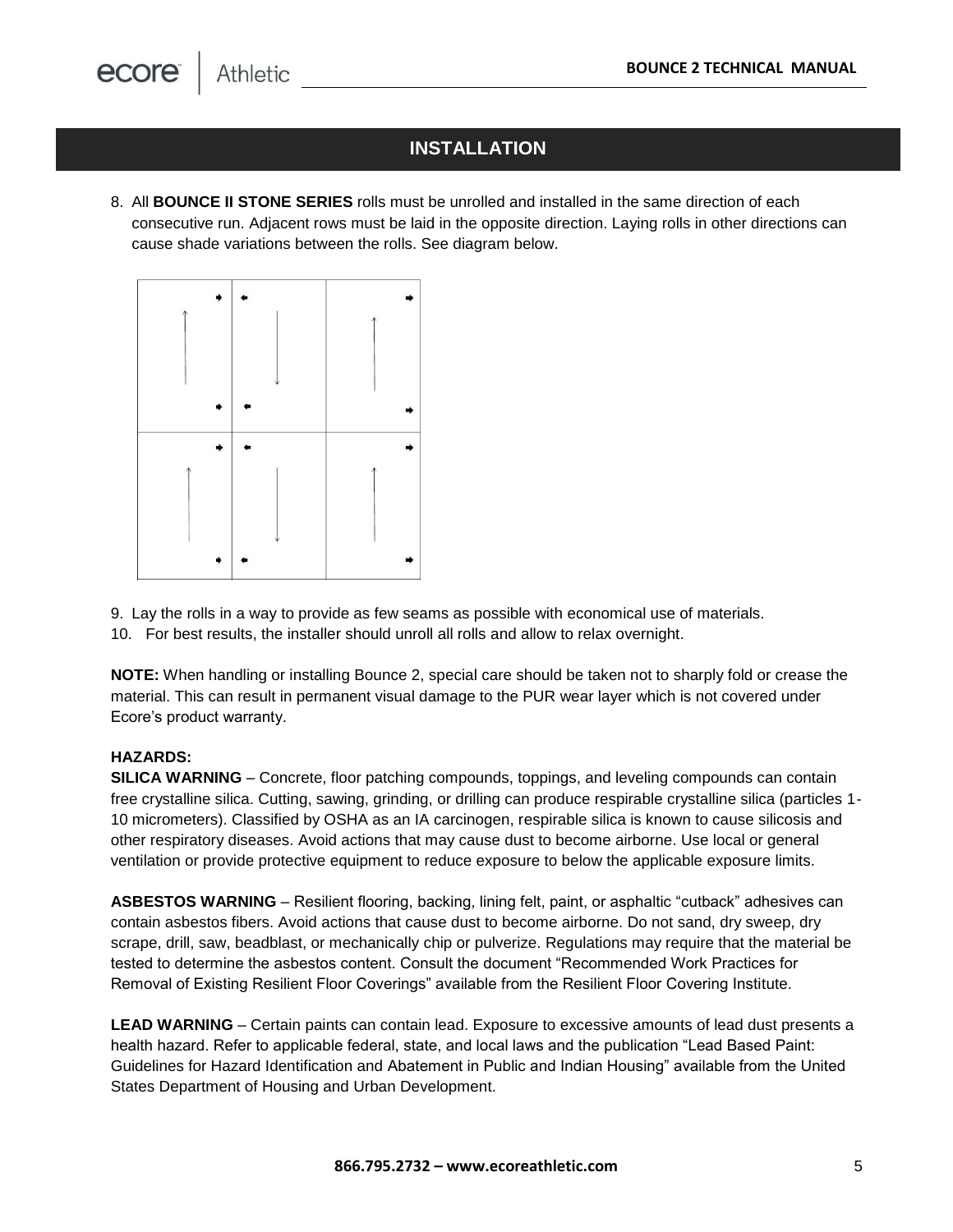## INSTALLATION

8. All **BOUNCE II STONE SERIES** rolls must be unrolled and installed in the same direction of each consecutive run. Adjacent rows must be laid in the opposite direction. Laying rolls in other directions can cause shade variations between the rolls. See diagram below.

9. Lay the rolls in a way to provide as few seams as possible with economical use of materials.
10. For best results, the installer should unroll all rolls and allow to relax overnight.

**NOTE:** When handling or installing Bounce 2, special care should be taken not to sharply fold or crease the material. This can result in permanent visual damage to the PUR wear layer which is not covered under Ecore's product warranty.

**HAZARDS:**

**SILICA WARNING** – Concrete, floor patching compounds, toppings, and leveling compounds can contain free crystalline silica. Cutting, sawing, grinding, or drilling can produce respirable crystalline silica (particles 1-10 micrometers). Classified by OSHA as an IA carcinogen, respirable silica is known to cause silicosis and other respiratory diseases. Avoid actions that may cause dust to become airborne. Use local or general ventilation or provide protective equipment to reduce exposure to below the applicable exposure limits.

**ASBESTOS WARNING** – Resilient flooring, backing, lining felt, paint, or asphaltic "cutback" adhesives can contain asbestos fibers. Avoid actions that cause dust to become airborne. Do not sand, dry sweep, dry scrape, drill, saw, beadblast, or mechanically chip or pulverize. Regulations may require that the material be tested to determine the asbestos content. Consult the document "Recommended Work Practices for Removal of Existing Resilient Floor Coverings" available from the Resilient Floor Covering Institute.

**LEAD WARNING** – Certain paints can contain lead. Exposure to excessive amounts of lead dust presents a health hazard. Refer to applicable federal, state, and local laws and the publication "Lead Based Paint: Guidelines for Hazard Identification and Abatement in Public and Indian Housing" available from the United States Department of Housing and Urban Development.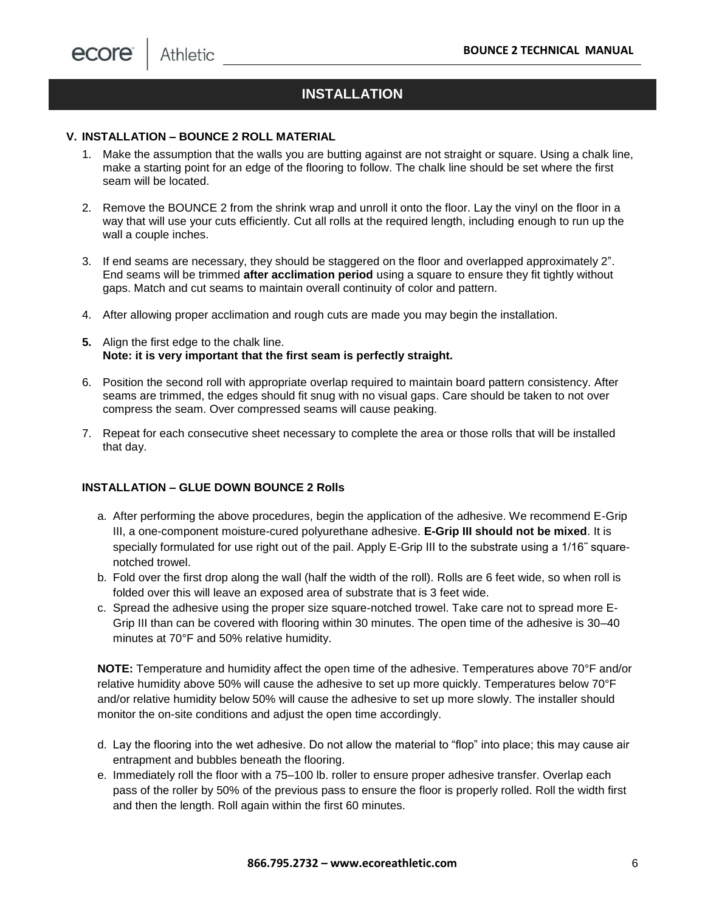# INSTALLATION

## V. INSTALLATION – BOUNCE 2 ROLL MATERIAL

1. Make the assumption that the walls you are butting against are not straight or square. Using a chalk line, make a starting point for an edge of the flooring to follow. The chalk line should be set where the first seam will be located.

2. Remove the BOUNCE 2 from the shrink wrap and unroll it onto the floor. Lay the vinyl on the floor in a way that will use your cuts efficiently. Cut all rolls at the required length, including enough to run up the wall a couple inches.

3. If end seams are necessary, they should be staggered on the floor and overlapped approximately 2". End seams will be trimmed **after acclimation period** using a square to ensure they fit tightly without gaps. Match and cut seams to maintain overall continuity of color and pattern.

4. After allowing proper acclimation and rough cuts are made you may begin the installation.

5. Align the first edge to the chalk line.
   **Note: it is very important that the first seam is perfectly straight.**

6. Position the second roll with appropriate overlap required to maintain board pattern consistency. After seams are trimmed, the edges should fit snug with no visual gaps. Care should be taken to not over compress the seam. Over compressed seams will cause peaking.

7. Repeat for each consecutive sheet necessary to complete the area or those rolls that will be installed that day.

### INSTALLATION – GLUE DOWN BOUNCE 2 Rolls

a. After performing the above procedures, begin the application of the adhesive. We recommend E-Grip III, a one-component moisture-cured polyurethane adhesive. **E-Grip III should not be mixed**. It is specially formulated for use right out of the pail. Apply E-Grip III to the substrate using a 1/16″ square-notched trowel.

b. Fold over the first drop along the wall (half the width of the roll). Rolls are 6 feet wide, so when roll is folded over this will leave an exposed area of substrate that is 3 feet wide.

c. Spread the adhesive using the proper size square-notched trowel. Take care not to spread more E-Grip III than can be covered with flooring within 30 minutes. The open time of the adhesive is 30–40 minutes at 70°F and 50% relative humidity.

**NOTE:** Temperature and humidity affect the open time of the adhesive. Temperatures above 70°F and/or relative humidity above 50% will cause the adhesive to set up more quickly. Temperatures below 70°F and/or relative humidity below 50% will cause the adhesive to set up more slowly. The installer should monitor the on-site conditions and adjust the open time accordingly.

d. Lay the flooring into the wet adhesive. Do not allow the material to "flop" into place; this may cause air entrapment and bubbles beneath the flooring.

e. Immediately roll the floor with a 75–100 lb. roller to ensure proper adhesive transfer. Overlap each pass of the roller by 50% of the previous pass to ensure the floor is properly rolled. Roll the width first and then the length. Roll again within the first 60 minutes.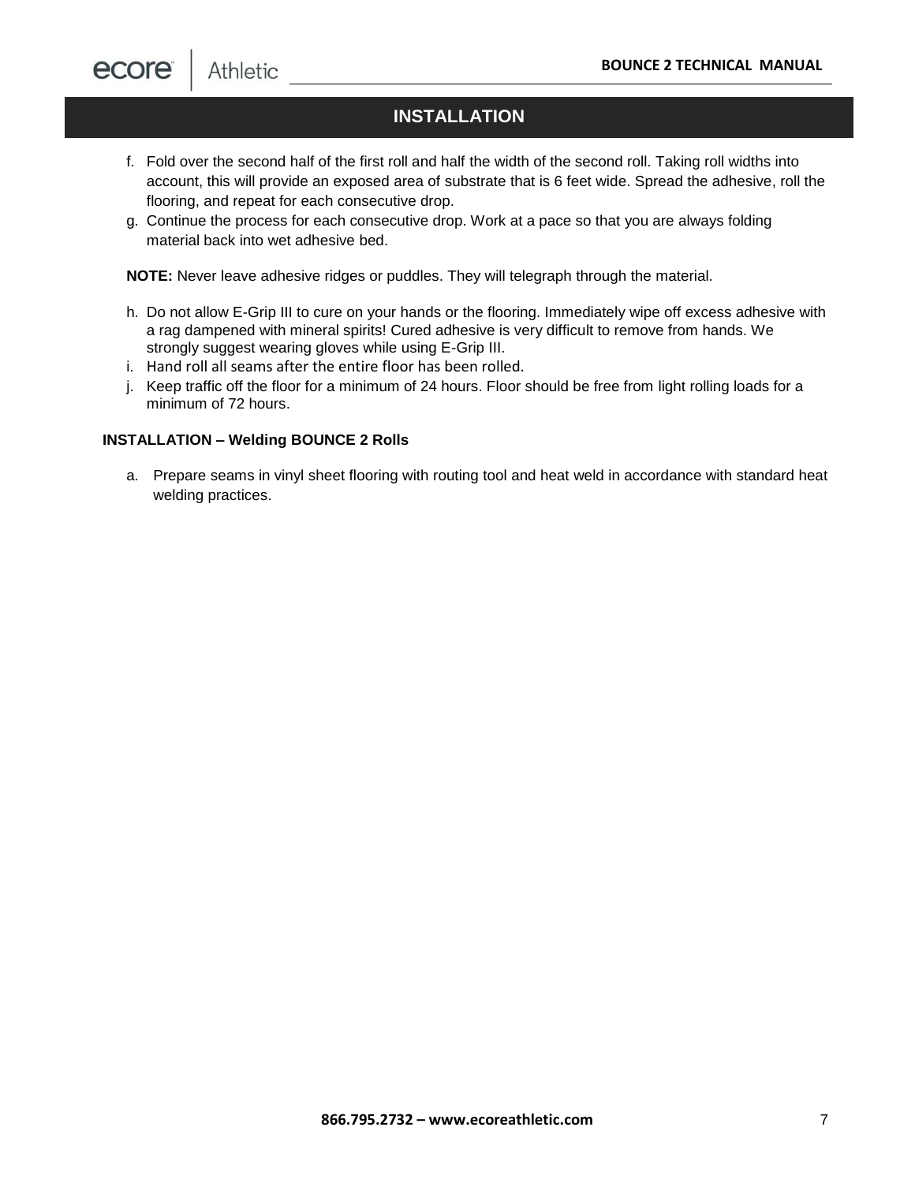## INSTALLATION

f. Fold over the second half of the first roll and half the width of the second roll. Taking roll widths into account, this will provide an exposed area of substrate that is 6 feet wide. Spread the adhesive, roll the flooring, and repeat for each consecutive drop.

g. Continue the process for each consecutive drop. Work at a pace so that you are always folding material back into wet adhesive bed.

**NOTE:** Never leave adhesive ridges or puddles. They will telegraph through the material.

h. Do not allow E-Grip III to cure on your hands or the flooring. Immediately wipe off excess adhesive with a rag dampened with mineral spirits! Cured adhesive is very difficult to remove from hands. We strongly suggest wearing gloves while using E-Grip III.

i. Hand roll all seams after the entire floor has been rolled.

j. Keep traffic off the floor for a minimum of 24 hours. Floor should be free from light rolling loads for a minimum of 72 hours.

### INSTALLATION – Welding BOUNCE 2 Rolls

a. Prepare seams in vinyl sheet flooring with routing tool and heat weld in accordance with standard heat welding practices.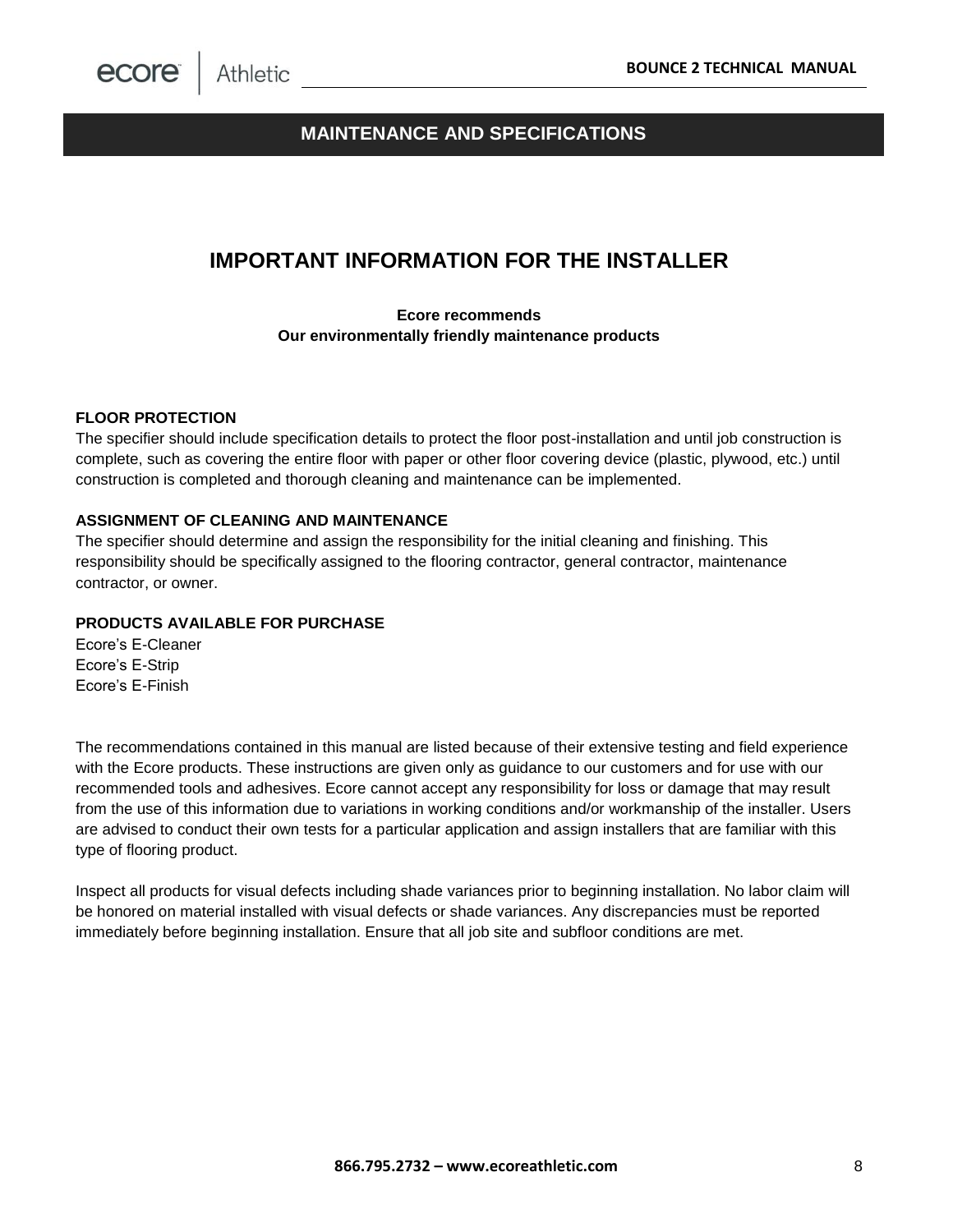## MAINTENANCE AND SPECIFICATIONS

# IMPORTANT INFORMATION FOR THE INSTALLER

**Ecore recommends**
**Our environmentally friendly maintenance products**

**FLOOR PROTECTION**

The specifier should include specification details to protect the floor post-installation and until job construction is complete, such as covering the entire floor with paper or other floor covering device (plastic, plywood, etc.) until construction is completed and thorough cleaning and maintenance can be implemented.

**ASSIGNMENT OF CLEANING AND MAINTENANCE**

The specifier should determine and assign the responsibility for the initial cleaning and finishing. This responsibility should be specifically assigned to the flooring contractor, general contractor, maintenance contractor, or owner.

**PRODUCTS AVAILABLE FOR PURCHASE**

Ecore's E-Cleaner
Ecore's E-Strip
Ecore's E-Finish

The recommendations contained in this manual are listed because of their extensive testing and field experience with the Ecore products. These instructions are given only as guidance to our customers and for use with our recommended tools and adhesives. Ecore cannot accept any responsibility for loss or damage that may result from the use of this information due to variations in working conditions and/or workmanship of the installer. Users are advised to conduct their own tests for a particular application and assign installers that are familiar with this type of flooring product.

Inspect all products for visual defects including shade variances prior to beginning installation. No labor claim will be honored on material installed with visual defects or shade variances. Any discrepancies must be reported immediately before beginning installation. Ensure that all job site and subfloor conditions are met.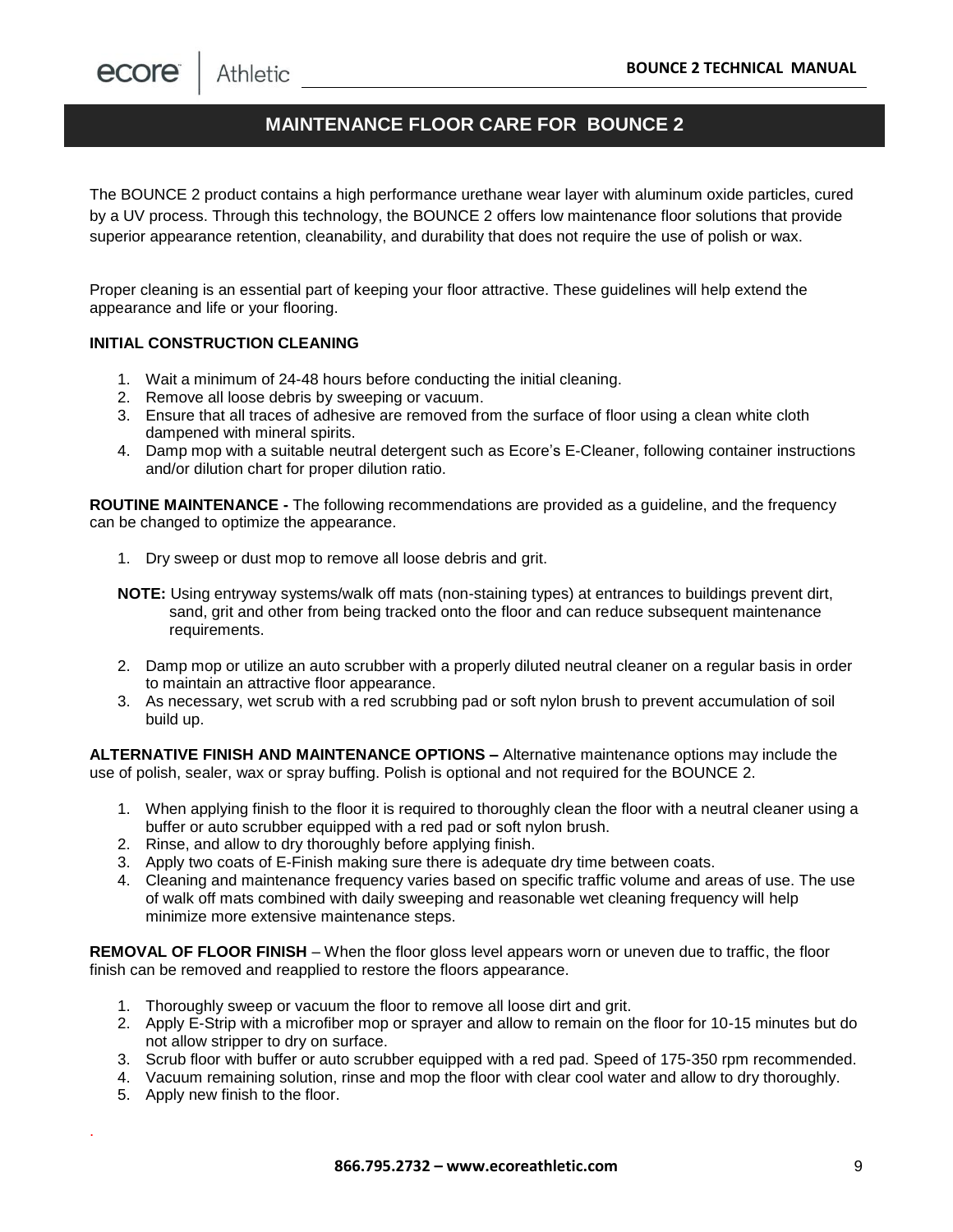## MAINTENANCE FLOOR CARE FOR BOUNCE 2

The BOUNCE 2 product contains a high performance urethane wear layer with aluminum oxide particles, cured by a UV process. Through this technology, the BOUNCE 2 offers low maintenance floor solutions that provide superior appearance retention, cleanability, and durability that does not require the use of polish or wax.

Proper cleaning is an essential part of keeping your floor attractive. These guidelines will help extend the appearance and life or your flooring.

**INITIAL CONSTRUCTION CLEANING**

1. Wait a minimum of 24-48 hours before conducting the initial cleaning.
2. Remove all loose debris by sweeping or vacuum.
3. Ensure that all traces of adhesive are removed from the surface of floor using a clean white cloth dampened with mineral spirits.
4. Damp mop with a suitable neutral detergent such as Ecore's E-Cleaner, following container instructions and/or dilution chart for proper dilution ratio.

**ROUTINE MAINTENANCE -** The following recommendations are provided as a guideline, and the frequency can be changed to optimize the appearance.

1. Dry sweep or dust mop to remove all loose debris and grit.

**NOTE:** Using entryway systems/walk off mats (non-staining types) at entrances to buildings prevent dirt, sand, grit and other from being tracked onto the floor and can reduce subsequent maintenance requirements.

2. Damp mop or utilize an auto scrubber with a properly diluted neutral cleaner on a regular basis in order to maintain an attractive floor appearance.
3. As necessary, wet scrub with a red scrubbing pad or soft nylon brush to prevent accumulation of soil build up.

**ALTERNATIVE FINISH AND MAINTENANCE OPTIONS –** Alternative maintenance options may include the use of polish, sealer, wax or spray buffing. Polish is optional and not required for the BOUNCE 2.

1. When applying finish to the floor it is required to thoroughly clean the floor with a neutral cleaner using a buffer or auto scrubber equipped with a red pad or soft nylon brush.
2. Rinse, and allow to dry thoroughly before applying finish.
3. Apply two coats of E-Finish making sure there is adequate dry time between coats.
4. Cleaning and maintenance frequency varies based on specific traffic volume and areas of use. The use of walk off mats combined with daily sweeping and reasonable wet cleaning frequency will help minimize more extensive maintenance steps.

**REMOVAL OF FLOOR FINISH** – When the floor gloss level appears worn or uneven due to traffic, the floor finish can be removed and reapplied to restore the floors appearance.

1. Thoroughly sweep or vacuum the floor to remove all loose dirt and grit.
2. Apply E-Strip with a microfiber mop or sprayer and allow to remain on the floor for 10-15 minutes but do not allow stripper to dry on surface.
3. Scrub floor with buffer or auto scrubber equipped with a red pad. Speed of 175-350 rpm recommended.
4. Vacuum remaining solution, rinse and mop the floor with clear cool water and allow to dry thoroughly.
5. Apply new finish to the floor.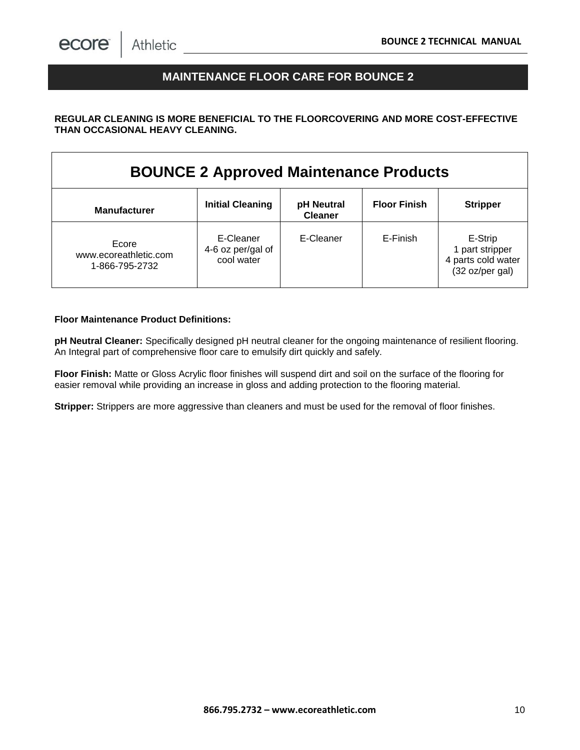## MAINTENANCE FLOOR CARE FOR BOUNCE 2

**REGULAR CLEANING IS MORE BENEFICIAL TO THE FLOORCOVERING AND MORE COST-EFFECTIVE THAN OCCASIONAL HEAVY CLEANING.**

| BOUNCE 2 Approved Maintenance Products | | | | |
|---|---|---|---|---|
| **Manufacturer** | **Initial Cleaning** | **pH Neutral Cleaner** | **Floor Finish** | **Stripper** |
| Ecore www.ecoreathletic.com 1-866-795-2732 | E-Cleaner 4-6 oz per/gal of cool water | E-Cleaner | E-Finish | E-Strip 1 part stripper 4 parts cold water (32 oz/per gal) |

**Floor Maintenance Product Definitions:**

**pH Neutral Cleaner:** Specifically designed pH neutral cleaner for the ongoing maintenance of resilient flooring. An Integral part of comprehensive floor care to emulsify dirt quickly and safely.

**Floor Finish:** Matte or Gloss Acrylic floor finishes will suspend dirt and soil on the surface of the flooring for easier removal while providing an increase in gloss and adding protection to the flooring material.

**Stripper:** Strippers are more aggressive than cleaners and must be used for the removal of floor finishes.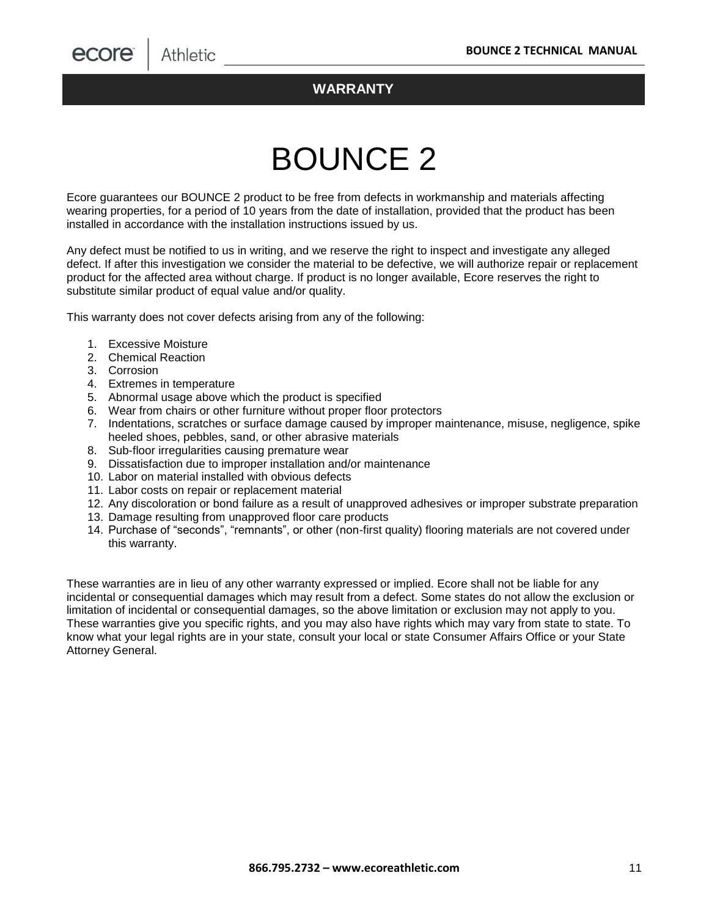## WARRANTY

# BOUNCE 2

Ecore guarantees our BOUNCE 2 product to be free from defects in workmanship and materials affecting wearing properties, for a period of 10 years from the date of installation, provided that the product has been installed in accordance with the installation instructions issued by us.

Any defect must be notified to us in writing, and we reserve the right to inspect and investigate any alleged defect. If after this investigation we consider the material to be defective, we will authorize repair or replacement product for the affected area without charge. If product is no longer available, Ecore reserves the right to substitute similar product of equal value and/or quality.

This warranty does not cover defects arising from any of the following:

1. Excessive Moisture
2. Chemical Reaction
3. Corrosion
4. Extremes in temperature
5. Abnormal usage above which the product is specified
6. Wear from chairs or other furniture without proper floor protectors
7. Indentations, scratches or surface damage caused by improper maintenance, misuse, negligence, spike heeled shoes, pebbles, sand, or other abrasive materials
8. Sub-floor irregularities causing premature wear
9. Dissatisfaction due to improper installation and/or maintenance
10. Labor on material installed with obvious defects
11. Labor costs on repair or replacement material
12. Any discoloration or bond failure as a result of unapproved adhesives or improper substrate preparation
13. Damage resulting from unapproved floor care products
14. Purchase of "seconds", "remnants", or other (non-first quality) flooring materials are not covered under this warranty.

These warranties are in lieu of any other warranty expressed or implied. Ecore shall not be liable for any incidental or consequential damages which may result from a defect. Some states do not allow the exclusion or limitation of incidental or consequential damages, so the above limitation or exclusion may not apply to you. These warranties give you specific rights, and you may also have rights which may vary from state to state. To know what your legal rights are in your state, consult your local or state Consumer Affairs Office or your State Attorney General.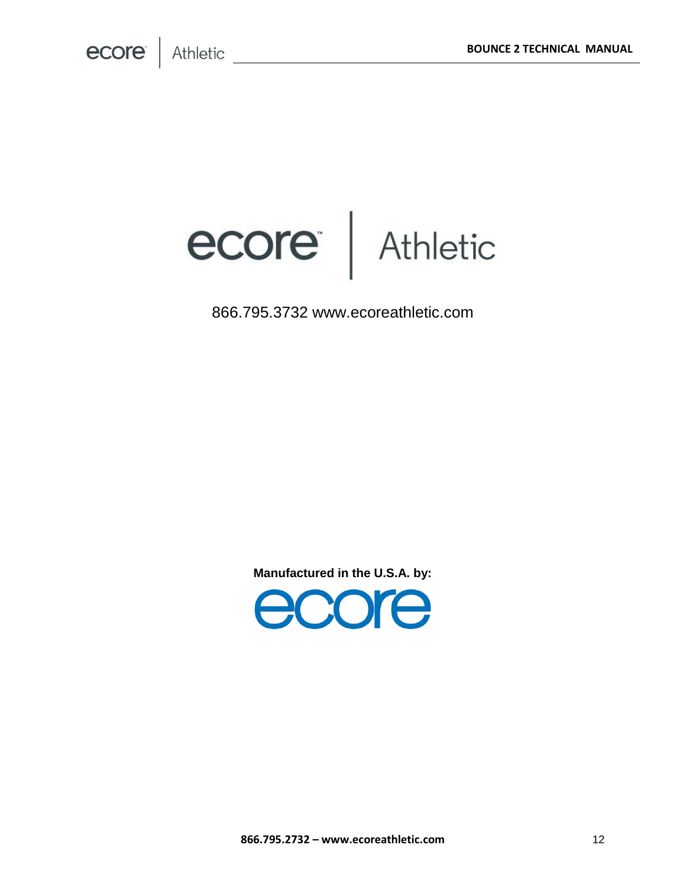ecore | Athletic

866.795.3732 www.ecoreathletic.com

**Manufactured in the U.S.A. by:**

ecore